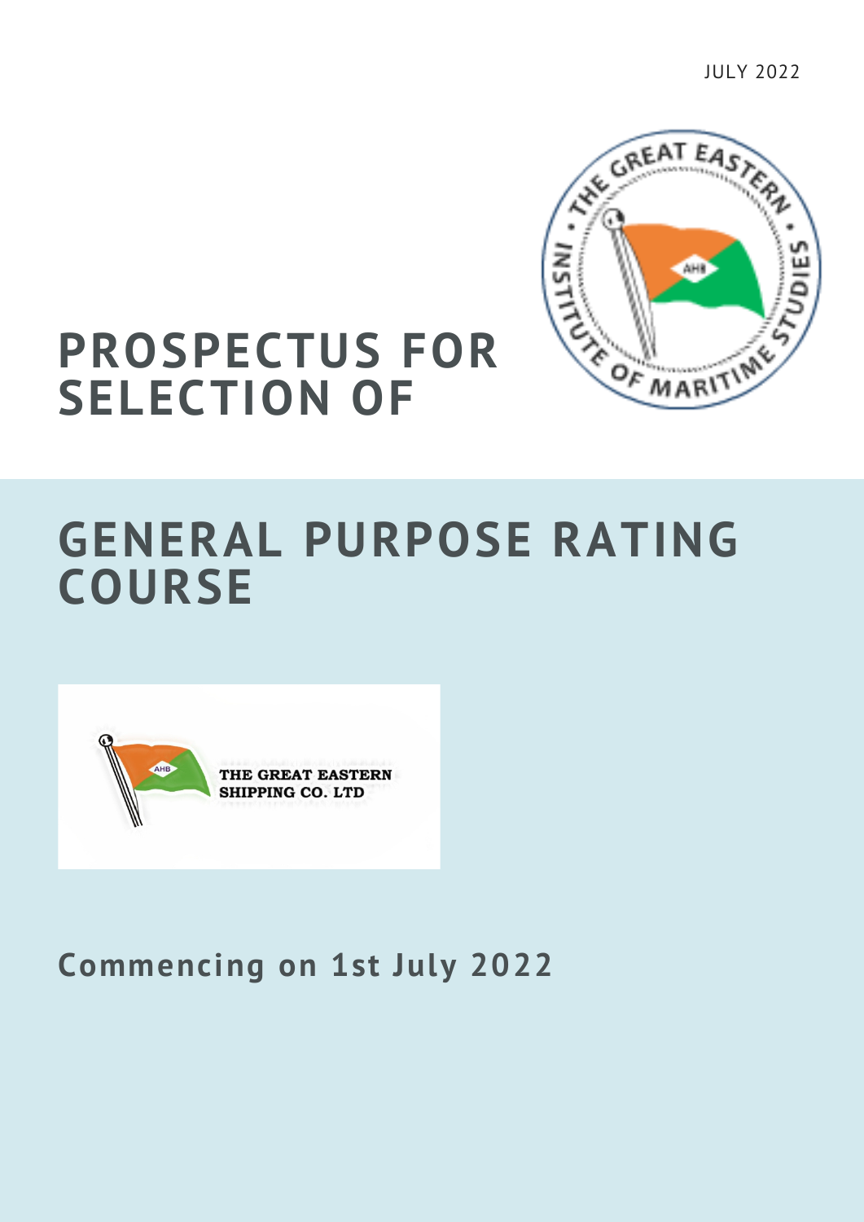JULY 2022

# PROSPECTUS FOR SELECTION OF

# GENERAL PURPOSE RATING COURSE

**Commencing on 1st July 2022**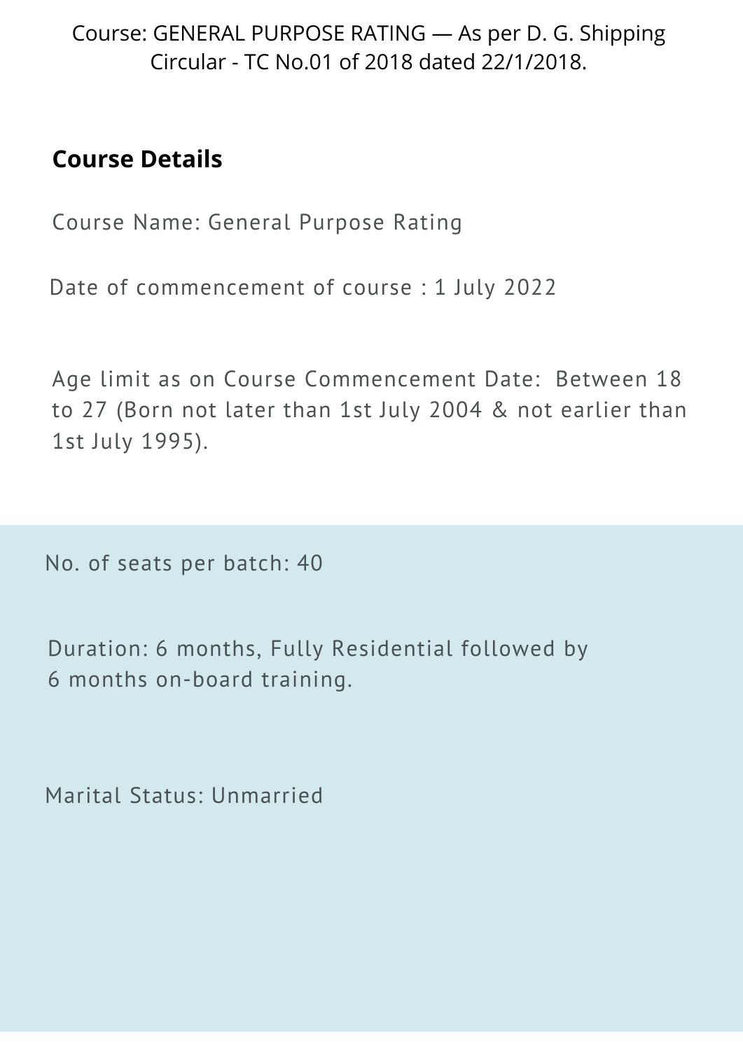Course: GENERAL PURPOSE RATING — As per D. G. Shipping Circular - TC No.01 of 2018 dated 22/1/2018.

## Course Details

Course Name: General Purpose Rating

Date of commencement of course : 1 July 2022

Age limit as on Course Commencement Date: Between 18 to 27 (Born not later than 1st July 2004 & not earlier than 1st July 1995).

No. of seats per batch: 40

Duration: 6 months, Fully Residential followed by 6 months on-board training.

Marital Status: Unmarried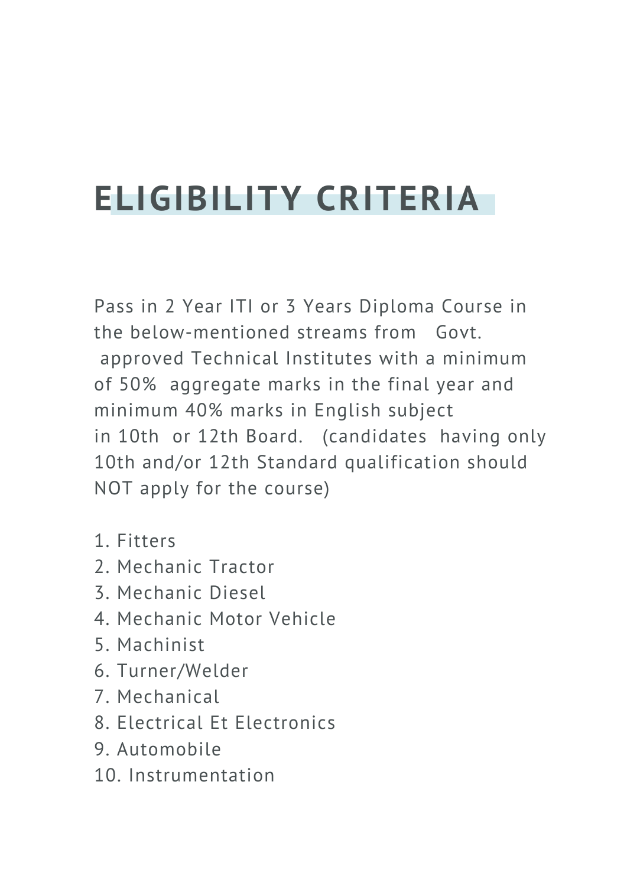# ELIGIBILITY CRITERIA

Pass in 2 Year ITI or 3 Years Diploma Course in the below-mentioned streams from Govt. approved Technical Institutes with a minimum of 50% aggregate marks in the final year and minimum 40% marks in English subject in 10th or 12th Board. (candidates having only 10th and/or 12th Standard qualification should NOT apply for the course)

1. Fitters
2. Mechanic Tractor
3. Mechanic Diesel
4. Mechanic Motor Vehicle
5. Machinist
6. Turner/Welder
7. Mechanical
8. Electrical Et Electronics
9. Automobile
10. Instrumentation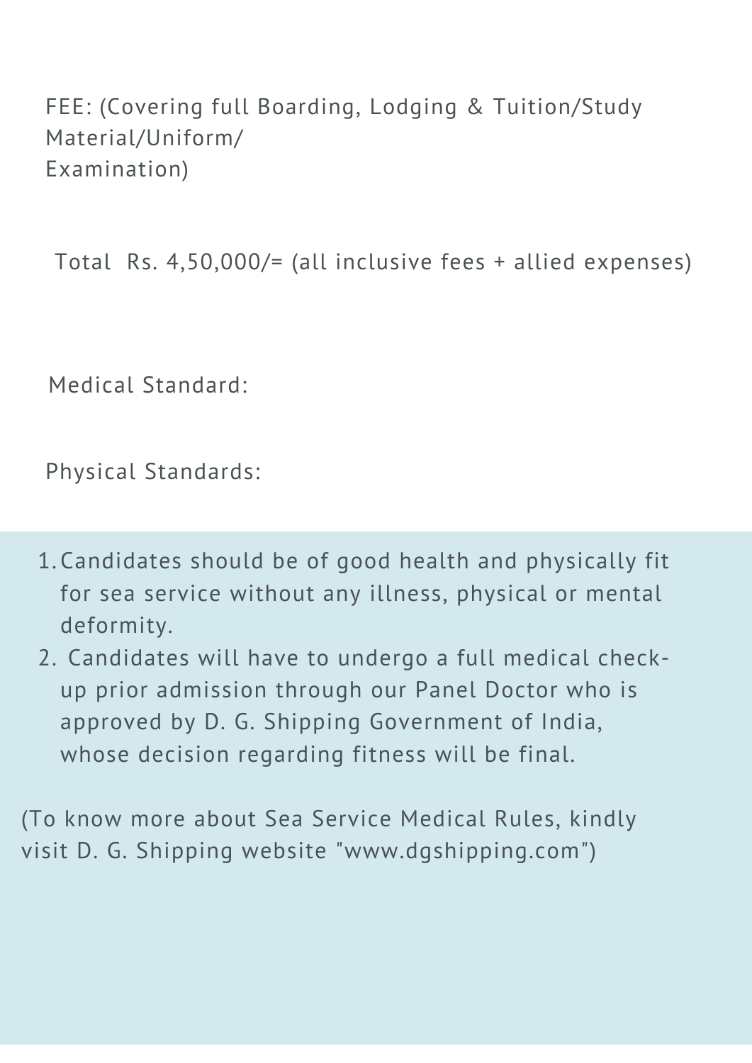FEE: (Covering full Boarding, Lodging & Tuition/Study Material/Uniform/
Examination)

Total Rs. 4,50,000/= (all inclusive fees + allied expenses)

Medical Standard:

Physical Standards:

1. Candidates should be of good health and physically fit for sea service without any illness, physical or mental deformity.
2. Candidates will have to undergo a full medical check-up prior admission through our Panel Doctor who is approved by D. G. Shipping Government of India, whose decision regarding fitness will be final.

(To know more about Sea Service Medical Rules, kindly visit D. G. Shipping website "www.dgshipping.com")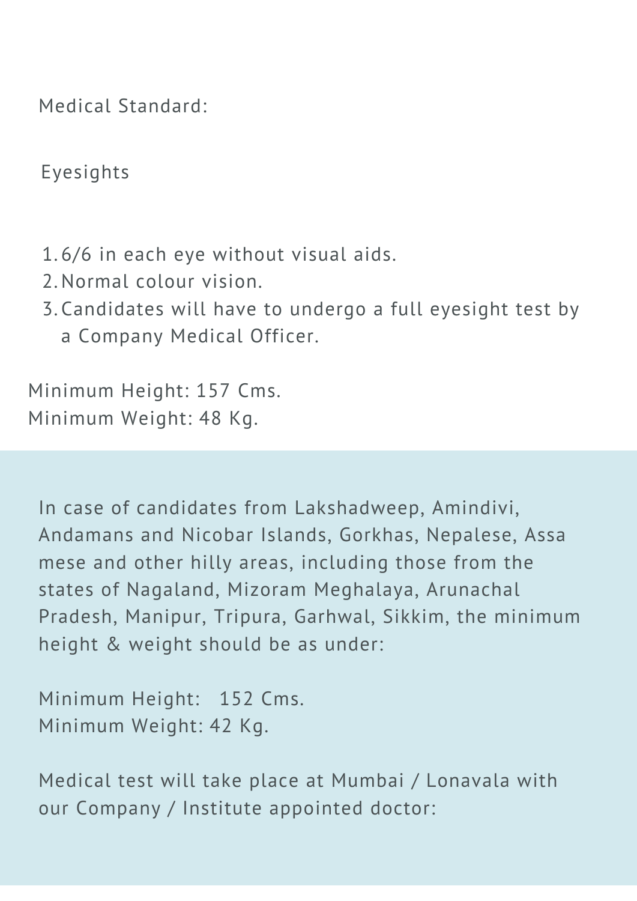Medical Standard:

Eyesights

1. 6/6 in each eye without visual aids.
2. Normal colour vision.
3. Candidates will have to undergo a full eyesight test by a Company Medical Officer.

Minimum Height: 157 Cms.
Minimum Weight: 48 Kg.

In case of candidates from Lakshadweep, Amindivi, Andamans and Nicobar Islands, Gorkhas, Nepalese, Assa mese and other hilly areas, including those from the states of Nagaland, Mizoram Meghalaya, Arunachal Pradesh, Manipur, Tripura, Garhwal, Sikkim, the minimum height & weight should be as under:

Minimum Height: 152 Cms.
Minimum Weight: 42 Kg.

Medical test will take place at Mumbai / Lonavala with our Company / Institute appointed doctor: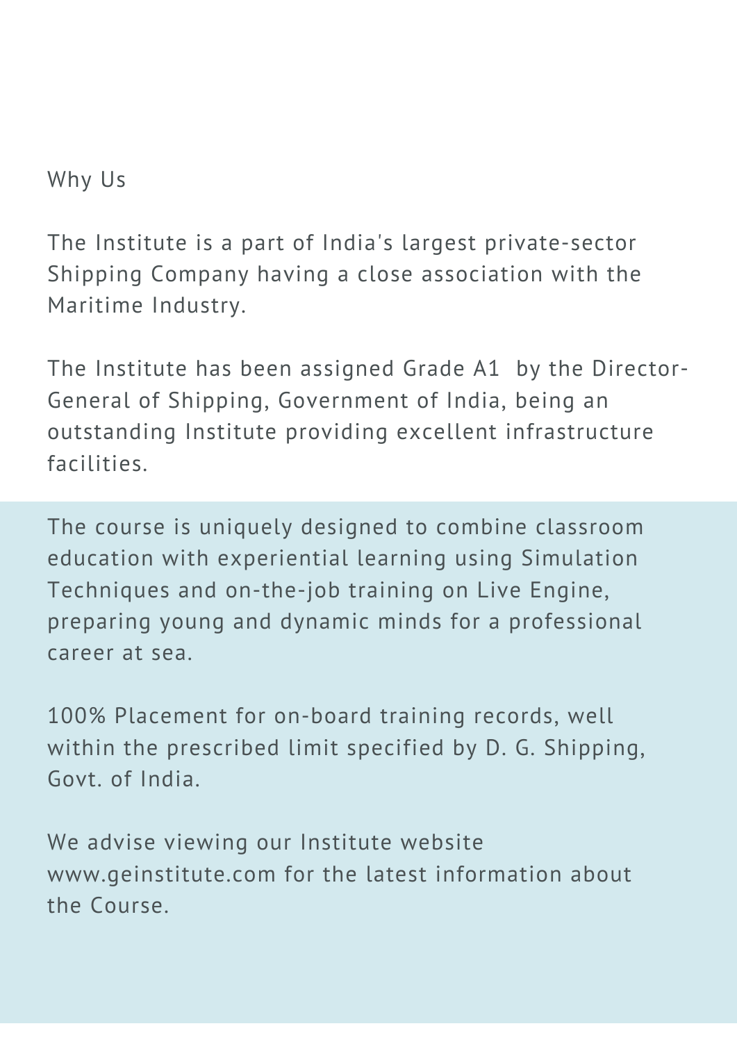## Why Us

The Institute is a part of India's largest private-sector Shipping Company having a close association with the Maritime Industry.

The Institute has been assigned Grade A1 by the Director-General of Shipping, Government of India, being an outstanding Institute providing excellent infrastructure facilities.

The course is uniquely designed to combine classroom education with experiential learning using Simulation Techniques and on-the-job training on Live Engine, preparing young and dynamic minds for a professional career at sea.

100% Placement for on-board training records, well within the prescribed limit specified by D. G. Shipping, Govt. of India.

We advise viewing our Institute website www.geinstitute.com for the latest information about the Course.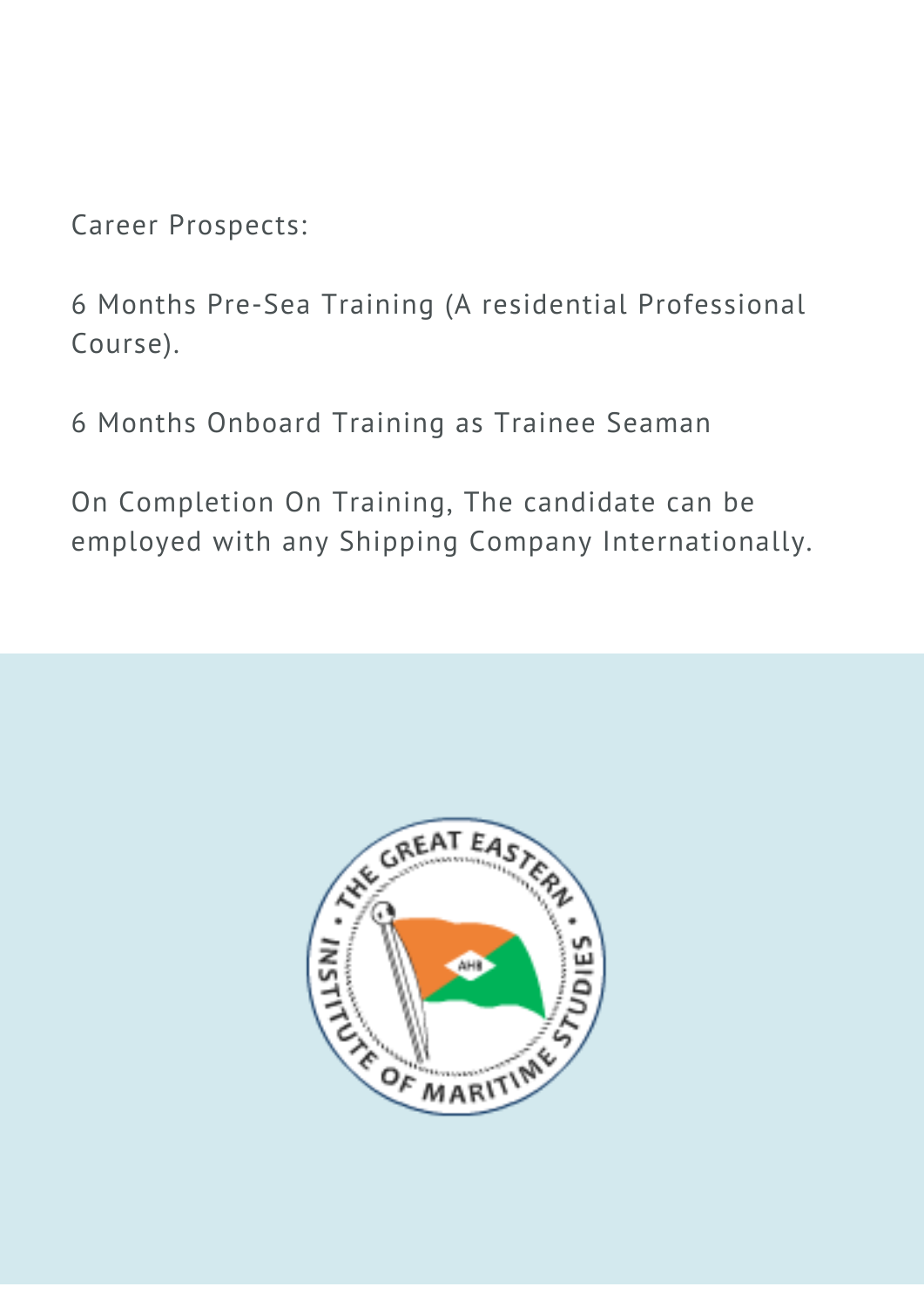Career Prospects:

6 Months Pre-Sea Training (A residential Professional Course).

6 Months Onboard Training as Trainee Seaman

On Completion On Training, The candidate can be employed with any Shipping Company Internationally.